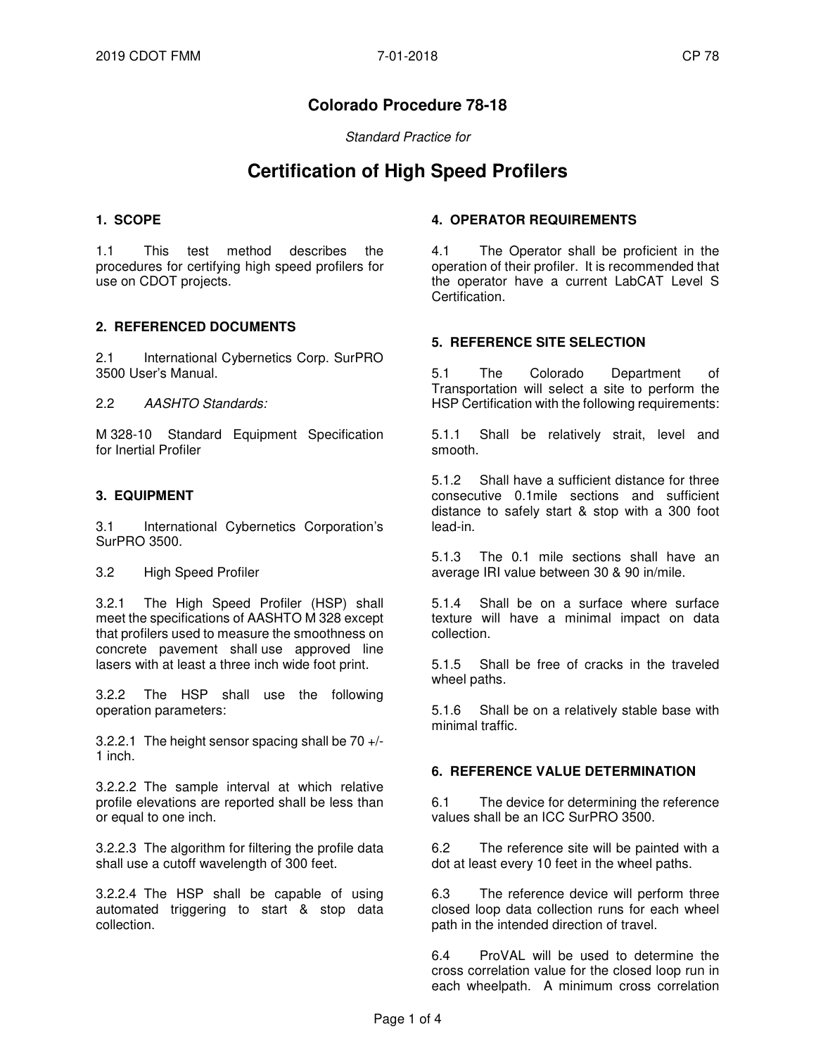# Colorado Procedure 78-18

*Standard Practice for*

# Certification of High Speed Profilers

## 1. SCOPE

1.1 This test method describes the procedures for certifying high speed profilers for use on CDOT projects.

## 2. REFERENCED DOCUMENTS

2.1 International Cybernetics Corp. SurPRO 3500 User's Manual.

2.2 *AASHTO Standards:*

M 328-10 Standard Equipment Specification for Inertial Profiler

## 3. EQUIPMENT

3.1 International Cybernetics Corporation's SurPRO 3500.

3.2 High Speed Profiler

3.2.1 The High Speed Profiler (HSP) shall meet the specifications of AASHTO M 328 except that profilers used to measure the smoothness on concrete pavement shall use approved line lasers with at least a three inch wide foot print.

3.2.2 The HSP shall use the following operation parameters:

3.2.2.1 The height sensor spacing shall be 70 +/- 1 inch.

3.2.2.2 The sample interval at which relative profile elevations are reported shall be less than or equal to one inch.

3.2.2.3 The algorithm for filtering the profile data shall use a cutoff wavelength of 300 feet.

3.2.2.4 The HSP shall be capable of using automated triggering to start & stop data collection.

## 4. OPERATOR REQUIREMENTS

4.1 The Operator shall be proficient in the operation of their profiler. It is recommended that the operator have a current LabCAT Level S Certification.

## 5. REFERENCE SITE SELECTION

5.1 The Colorado Department of Transportation will select a site to perform the HSP Certification with the following requirements:

5.1.1 Shall be relatively strait, level and smooth.

5.1.2 Shall have a sufficient distance for three consecutive 0.1mile sections and sufficient distance to safely start & stop with a 300 foot lead-in.

5.1.3 The 0.1 mile sections shall have an average IRI value between 30 & 90 in/mile.

5.1.4 Shall be on a surface where surface texture will have a minimal impact on data collection.

5.1.5 Shall be free of cracks in the traveled wheel paths.

5.1.6 Shall be on a relatively stable base with minimal traffic.

## 6. REFERENCE VALUE DETERMINATION

6.1 The device for determining the reference values shall be an ICC SurPRO 3500.

6.2 The reference site will be painted with a dot at least every 10 feet in the wheel paths.

6.3 The reference device will perform three closed loop data collection runs for each wheel path in the intended direction of travel.

6.4 ProVAL will be used to determine the cross correlation value for the closed loop run in each wheelpath. A minimum cross correlation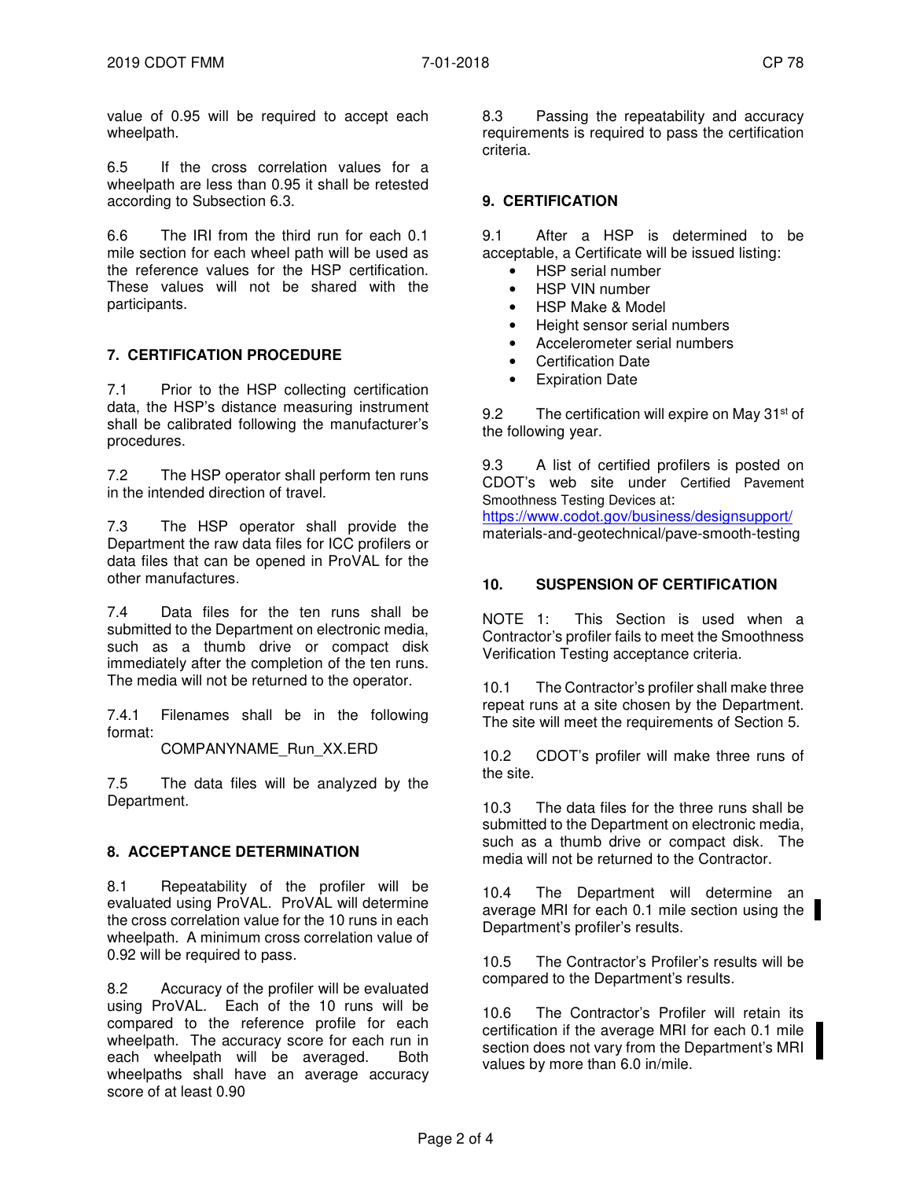value of 0.95 will be required to accept each wheelpath.

6.5 If the cross correlation values for a wheelpath are less than 0.95 it shall be retested according to Subsection 6.3.

6.6 The IRI from the third run for each 0.1 mile section for each wheel path will be used as the reference values for the HSP certification. These values will not be shared with the participants.

## 7. CERTIFICATION PROCEDURE

7.1 Prior to the HSP collecting certification data, the HSP's distance measuring instrument shall be calibrated following the manufacturer's procedures.

7.2 The HSP operator shall perform ten runs in the intended direction of travel.

7.3 The HSP operator shall provide the Department the raw data files for ICC profilers or data files that can be opened in ProVAL for the other manufactures.

7.4 Data files for the ten runs shall be submitted to the Department on electronic media, such as a thumb drive or compact disk immediately after the completion of the ten runs. The media will not be returned to the operator.

7.4.1 Filenames shall be in the following format:

COMPANYNAME_Run_XX.ERD

7.5 The data files will be analyzed by the Department.

## 8. ACCEPTANCE DETERMINATION

8.1 Repeatability of the profiler will be evaluated using ProVAL. ProVAL will determine the cross correlation value for the 10 runs in each wheelpath. A minimum cross correlation value of 0.92 will be required to pass.

8.2 Accuracy of the profiler will be evaluated using ProVAL. Each of the 10 runs will be compared to the reference profile for each wheelpath. The accuracy score for each run in each wheelpath will be averaged. Both wheelpaths shall have an average accuracy score of at least 0.90

8.3 Passing the repeatability and accuracy requirements is required to pass the certification criteria.

## 9. CERTIFICATION

9.1 After a HSP is determined to be acceptable, a Certificate will be issued listing:

- HSP serial number
- HSP VIN number
- HSP Make & Model
- Height sensor serial numbers
- Accelerometer serial numbers
- Certification Date
- Expiration Date

9.2 The certification will expire on May 31st of the following year.

9.3 A list of certified profilers is posted on CDOT's web site under Certified Pavement Smoothness Testing Devices at: https://www.codot.gov/business/designsupport/materials-and-geotechnical/pave-smooth-testing

## 10. SUSPENSION OF CERTIFICATION

NOTE 1: This Section is used when a Contractor's profiler fails to meet the Smoothness Verification Testing acceptance criteria.

10.1 The Contractor's profiler shall make three repeat runs at a site chosen by the Department. The site will meet the requirements of Section 5.

10.2 CDOT's profiler will make three runs of the site.

10.3 The data files for the three runs shall be submitted to the Department on electronic media, such as a thumb drive or compact disk. The media will not be returned to the Contractor.

10.4 The Department will determine an average MRI for each 0.1 mile section using the Department's profiler's results.

10.5 The Contractor's Profiler's results will be compared to the Department's results.

10.6 The Contractor's Profiler will retain its certification if the average MRI for each 0.1 mile section does not vary from the Department's MRI values by more than 6.0 in/mile.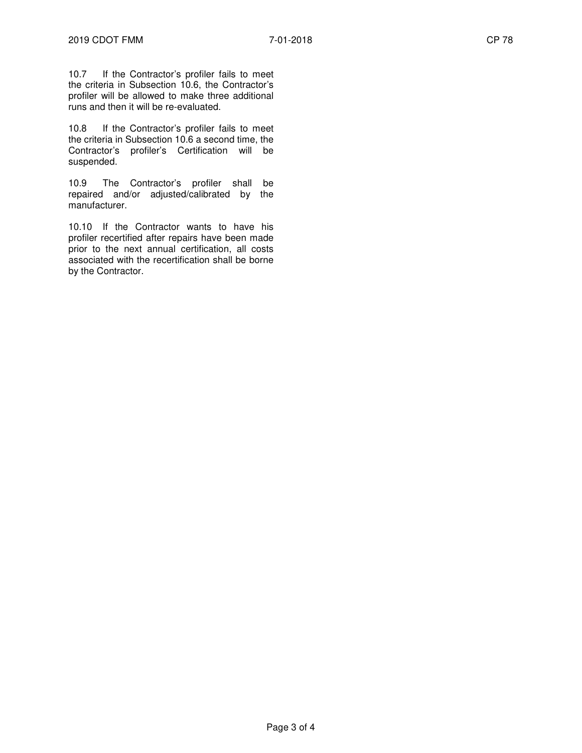10.7 If the Contractor's profiler fails to meet the criteria in Subsection 10.6, the Contractor's profiler will be allowed to make three additional runs and then it will be re-evaluated.

10.8 If the Contractor's profiler fails to meet the criteria in Subsection 10.6 a second time, the Contractor's profiler's Certification will be suspended.

10.9 The Contractor's profiler shall be repaired and/or adjusted/calibrated by the manufacturer.

10.10 If the Contractor wants to have his profiler recertified after repairs have been made prior to the next annual certification, all costs associated with the recertification shall be borne by the Contractor.